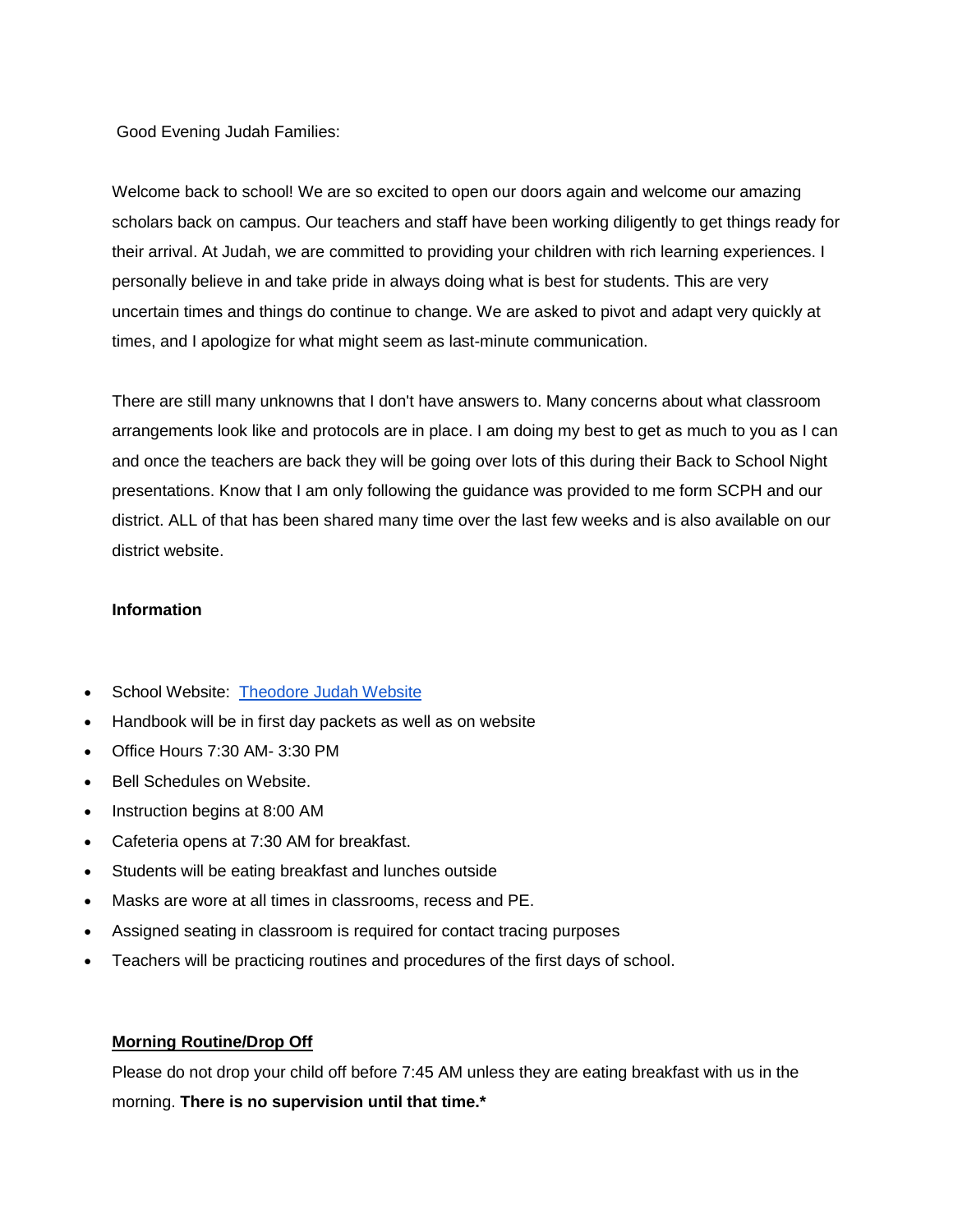Good Evening Judah Families:

Welcome back to school! We are so excited to open our doors again and welcome our amazing scholars back on campus. Our teachers and staff have been working diligently to get things ready for their arrival. At Judah, we are committed to providing your children with rich learning experiences. I personally believe in and take pride in always doing what is best for students. This are very uncertain times and things do continue to change. We are asked to pivot and adapt very quickly at times, and I apologize for what might seem as last-minute communication.

There are still many unknowns that I don't have answers to. Many concerns about what classroom arrangements look like and protocols are in place. I am doing my best to get as much to you as I can and once the teachers are back they will be going over lots of this during their Back to School Night presentations. Know that I am only following the guidance was provided to me form SCPH and our district. ALL of that has been shared many time over the last few weeks and is also available on our district website.

**Information**

- School Website: [Theodore Judah Website]()
- Handbook will be in first day packets as well as on website
- Office Hours 7:30 AM- 3:30 PM
- Bell Schedules on Website.
- Instruction begins at 8:00 AM
- Cafeteria opens at 7:30 AM for breakfast.
- Students will be eating breakfast and lunches outside
- Masks are wore at all times in classrooms, recess and PE.
- Assigned seating in classroom is required for contact tracing purposes
- Teachers will be practicing routines and procedures of the first days of school.

**Morning Routine/Drop Off**

Please do not drop your child off before 7:45 AM unless they are eating breakfast with us in the morning. **There is no supervision until that time.***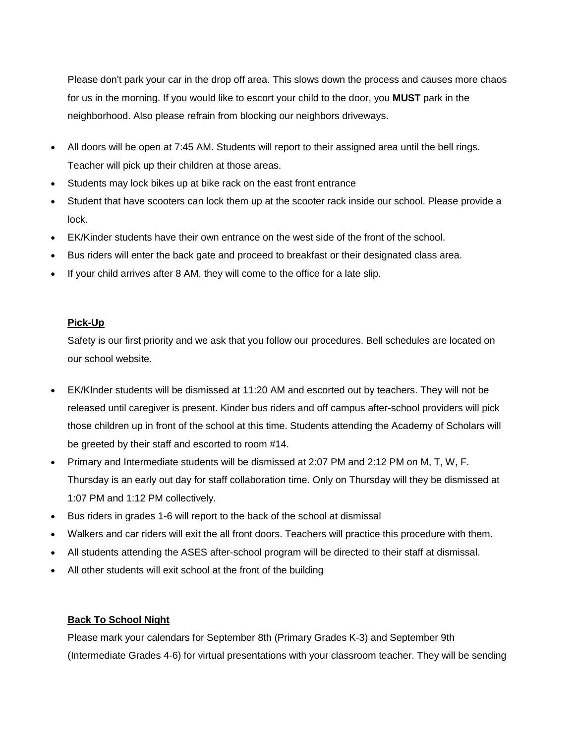Please don't park your car in the drop off area. This slows down the process and causes more chaos for us in the morning. If you would like to escort your child to the door, you **MUST** park in the neighborhood. Also please refrain from blocking our neighbors driveways.

- All doors will be open at 7:45 AM. Students will report to their assigned area until the bell rings. Teacher will pick up their children at those areas.
- Students may lock bikes up at bike rack on the east front entrance
- Student that have scooters can lock them up at the scooter rack inside our school. Please provide a lock.
- EK/Kinder students have their own entrance on the west side of the front of the school.
- Bus riders will enter the back gate and proceed to breakfast or their designated class area.
- If your child arrives after 8 AM, they will come to the office for a late slip.

**Pick-Up**

Safety is our first priority and we ask that you follow our procedures. Bell schedules are located on our school website.

- EK/KInder students will be dismissed at 11:20 AM and escorted out by teachers. They will not be released until caregiver is present. Kinder bus riders and off campus after-school providers will pick those children up in front of the school at this time. Students attending the Academy of Scholars will be greeted by their staff and escorted to room #14.
- Primary and Intermediate students will be dismissed at 2:07 PM and 2:12 PM on M, T, W, F. Thursday is an early out day for staff collaboration time. Only on Thursday will they be dismissed at 1:07 PM and 1:12 PM collectively.
- Bus riders in grades 1-6 will report to the back of the school at dismissal
- Walkers and car riders will exit the all front doors. Teachers will practice this procedure with them.
- All students attending the ASES after-school program will be directed to their staff at dismissal.
- All other students will exit school at the front of the building

**Back To School Night**

Please mark your calendars for September 8th (Primary Grades K-3) and September 9th (Intermediate Grades 4-6) for virtual presentations with your classroom teacher. They will be sending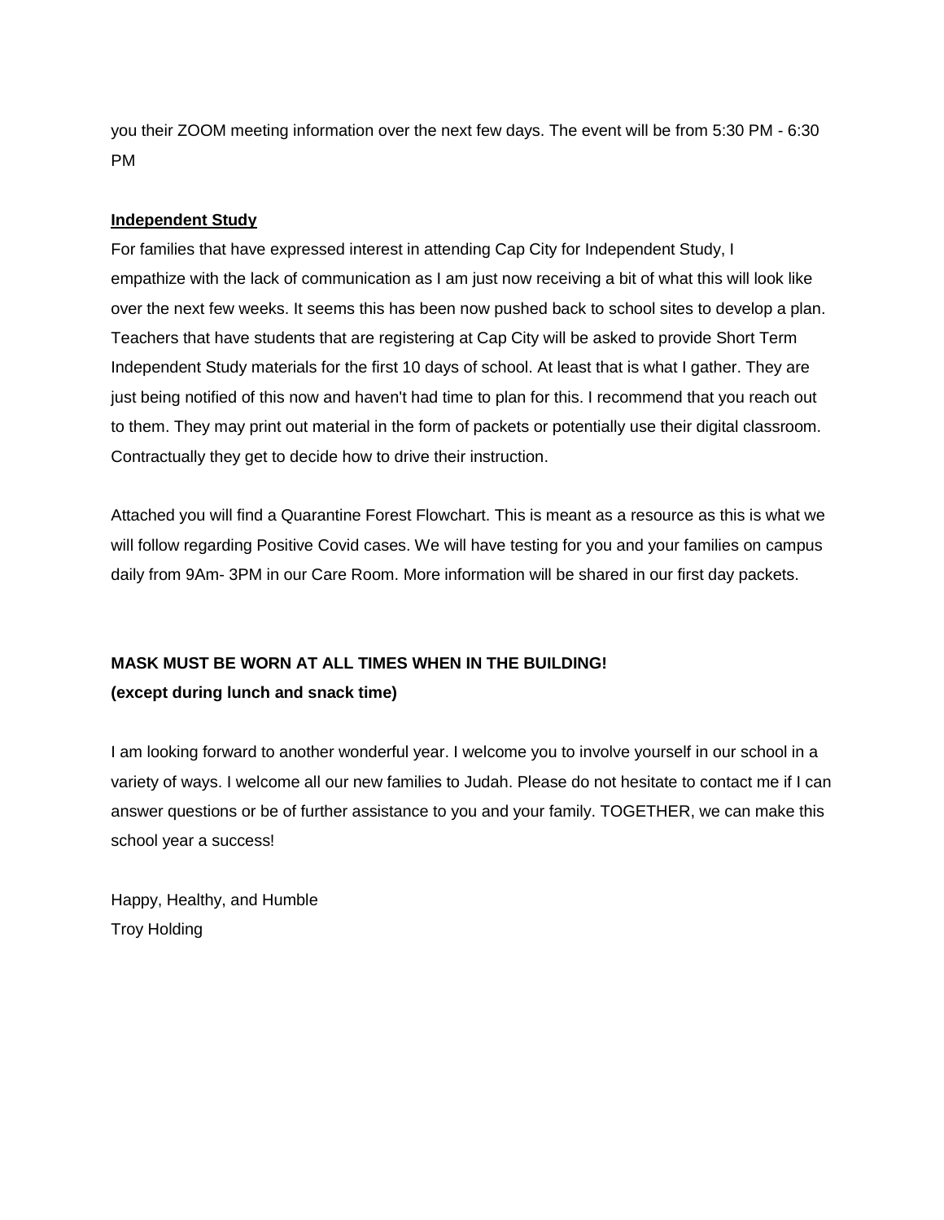you their ZOOM meeting information over the next few days. The event will be from 5:30 PM - 6:30 PM

**Independent Study**

For families that have expressed interest in attending Cap City for Independent Study, I empathize with the lack of communication as I am just now receiving a bit of what this will look like over the next few weeks. It seems this has been now pushed back to school sites to develop a plan. Teachers that have students that are registering at Cap City will be asked to provide Short Term Independent Study materials for the first 10 days of school. At least that is what I gather. They are just being notified of this now and haven't had time to plan for this. I recommend that you reach out to them. They may print out material in the form of packets or potentially use their digital classroom. Contractually they get to decide how to drive their instruction.

Attached you will find a Quarantine Forest Flowchart. This is meant as a resource as this is what we will follow regarding Positive Covid cases. We will have testing for you and your families on campus daily from 9Am- 3PM in our Care Room. More information will be shared in our first day packets.

**MASK MUST BE WORN AT ALL TIMES WHEN IN THE BUILDING!**
**(except during lunch and snack time)**

I am looking forward to another wonderful year. I welcome you to involve yourself in our school in a variety of ways. I welcome all our new families to Judah. Please do not hesitate to contact me if I can answer questions or be of further assistance to you and your family. TOGETHER, we can make this school year a success!

Happy, Healthy, and Humble
Troy Holding